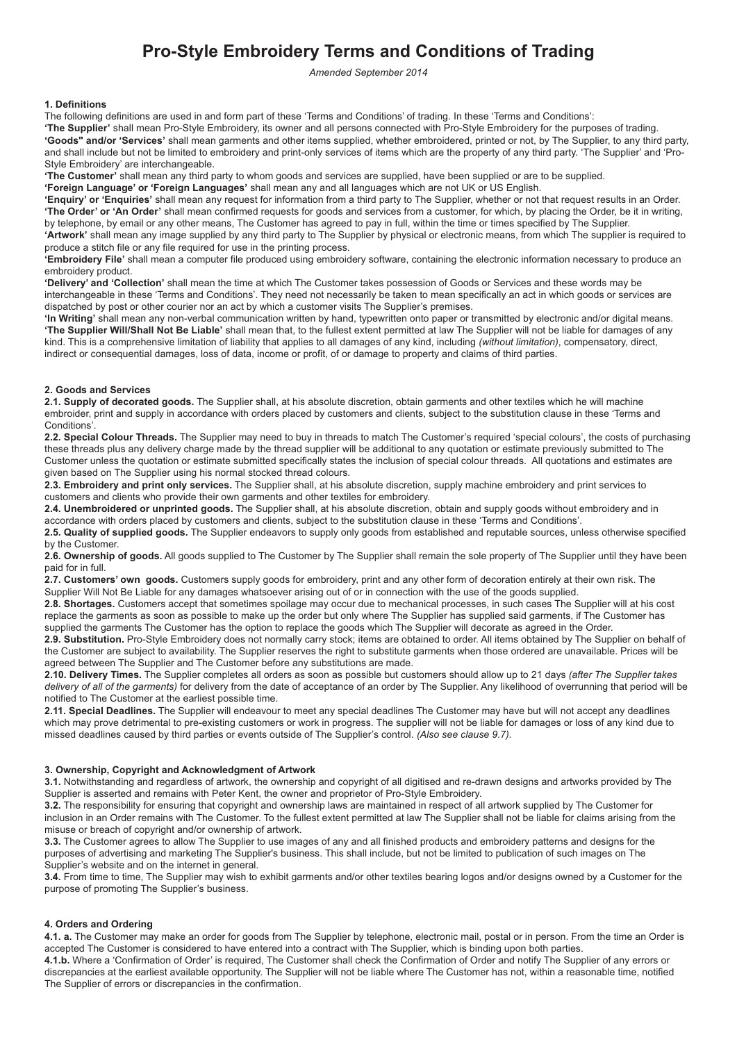# Pro-Style Embroidery Terms and Conditions of Trading

*Amended September 2014*

## 1. Definitions

The following definitions are used in and form part of these 'Terms and Conditions' of trading. In these 'Terms and Conditions':

**'The Supplier'** shall mean Pro-Style Embroidery, its owner and all persons connected with Pro-Style Embroidery for the purposes of trading.

**'Goods" and/or 'Services'** shall mean garments and other items supplied, whether embroidered, printed or not, by The Supplier, to any third party, and shall include but not be limited to embroidery and print-only services of items which are the property of any third party. 'The Supplier' and 'Pro-Style Embroidery' are interchangeable.

**'The Customer'** shall mean any third party to whom goods and services are supplied, have been supplied or are to be supplied.

**'Foreign Language' or 'Foreign Languages'** shall mean any and all languages which are not UK or US English.

**'Enquiry' or 'Enquiries'** shall mean any request for information from a third party to The Supplier, whether or not that request results in an Order.

**'The Order' or 'An Order'** shall mean confirmed requests for goods and services from a customer, for which, by placing the Order, be it in writing, by telephone, by email or any other means, The Customer has agreed to pay in full, within the time or times specified by The Supplier.

**'Artwork'** shall mean any image supplied by any third party to The Supplier by physical or electronic means, from which The supplier is required to produce a stitch file or any file required for use in the printing process.

**'Embroidery File'** shall mean a computer file produced using embroidery software, containing the electronic information necessary to produce an embroidery product.

**'Delivery' and 'Collection'** shall mean the time at which The Customer takes possession of Goods or Services and these words may be interchangeable in these 'Terms and Conditions'. They need not necessarily be taken to mean specifically an act in which goods or services are dispatched by post or other courier nor an act by which a customer visits The Supplier's premises.

**'In Writing'** shall mean any non-verbal communication written by hand, typewritten onto paper or transmitted by electronic and/or digital means.

**'The Supplier Will/Shall Not Be Liable'** shall mean that, to the fullest extent permitted at law The Supplier will not be liable for damages of any kind. This is a comprehensive limitation of liability that applies to all damages of any kind, including *(without limitation)*, compensatory, direct, indirect or consequential damages, loss of data, income or profit, of or damage to property and claims of third parties.

## 2. Goods and Services

**2.1. Supply of decorated goods.** The Supplier shall, at his absolute discretion, obtain garments and other textiles which he will machine embroider, print and supply in accordance with orders placed by customers and clients, subject to the substitution clause in these 'Terms and Conditions'.

**2.2. Special Colour Threads.** The Supplier may need to buy in threads to match The Customer's required 'special colours', the costs of purchasing these threads plus any delivery charge made by the thread supplier will be additional to any quotation or estimate previously submitted to The Customer unless the quotation or estimate submitted specifically states the inclusion of special colour threads. All quotations and estimates are given based on The Supplier using his normal stocked thread colours.

**2.3. Embroidery and print only services.** The Supplier shall, at his absolute discretion, supply machine embroidery and print services to customers and clients who provide their own garments and other textiles for embroidery.

**2.4. Unembroidered or unprinted goods.** The Supplier shall, at his absolute discretion, obtain and supply goods without embroidery and in accordance with orders placed by customers and clients, subject to the substitution clause in these 'Terms and Conditions'.

**2.5. Quality of supplied goods.** The Supplier endeavors to supply only goods from established and reputable sources, unless otherwise specified by the Customer.

**2.6. Ownership of goods.** All goods supplied to The Customer by The Supplier shall remain the sole property of The Supplier until they have been paid for in full.

**2.7. Customers' own goods.** Customers supply goods for embroidery, print and any other form of decoration entirely at their own risk. The Supplier Will Not Be Liable for any damages whatsoever arising out of or in connection with the use of the goods supplied.

**2.8. Shortages.** Customers accept that sometimes spoilage may occur due to mechanical processes, in such cases The Supplier will at his cost replace the garments as soon as possible to make up the order but only where The Supplier has supplied said garments, if The Customer has supplied the garments The Customer has the option to replace the goods which The Supplier will decorate as agreed in the Order.

**2.9. Substitution.** Pro-Style Embroidery does not normally carry stock; items are obtained to order. All items obtained by The Supplier on behalf of the Customer are subject to availability. The Supplier reserves the right to substitute garments when those ordered are unavailable. Prices will be agreed between The Supplier and The Customer before any substitutions are made.

**2.10. Delivery Times.** The Supplier completes all orders as soon as possible but customers should allow up to 21 days *(after The Supplier takes delivery of all of the garments)* for delivery from the date of acceptance of an order by The Supplier. Any likelihood of overrunning that period will be notified to The Customer at the earliest possible time.

**2.11. Special Deadlines.** The Supplier will endeavour to meet any special deadlines The Customer may have but will not accept any deadlines which may prove detrimental to pre-existing customers or work in progress. The supplier will not be liable for damages or loss of any kind due to missed deadlines caused by third parties or events outside of The Supplier's control. *(Also see clause 9.7).*

## 3. Ownership, Copyright and Acknowledgment of Artwork

**3.1.** Notwithstanding and regardless of artwork, the ownership and copyright of all digitised and re-drawn designs and artworks provided by The Supplier is asserted and remains with Peter Kent, the owner and proprietor of Pro-Style Embroidery.

**3.2.** The responsibility for ensuring that copyright and ownership laws are maintained in respect of all artwork supplied by The Customer for inclusion in an Order remains with The Customer. To the fullest extent permitted at law The Supplier shall not be liable for claims arising from the misuse or breach of copyright and/or ownership of artwork.

**3.3.** The Customer agrees to allow The Supplier to use images of any and all finished products and embroidery patterns and designs for the purposes of advertising and marketing The Supplier's business. This shall include, but not be limited to publication of such images on The Supplier's website and on the internet in general.

**3.4.** From time to time, The Supplier may wish to exhibit garments and/or other textiles bearing logos and/or designs owned by a Customer for the purpose of promoting The Supplier's business.

## 4. Orders and Ordering

**4.1. a.** The Customer may make an order for goods from The Supplier by telephone, electronic mail, postal or in person. From the time an Order is accepted The Customer is considered to have entered into a contract with The Supplier, which is binding upon both parties.

**4.1.b.** Where a 'Confirmation of Order' is required, The Customer shall check the Confirmation of Order and notify The Supplier of any errors or discrepancies at the earliest available opportunity. The Supplier will not be liable where The Customer has not, within a reasonable time, notified The Supplier of errors or discrepancies in the confirmation.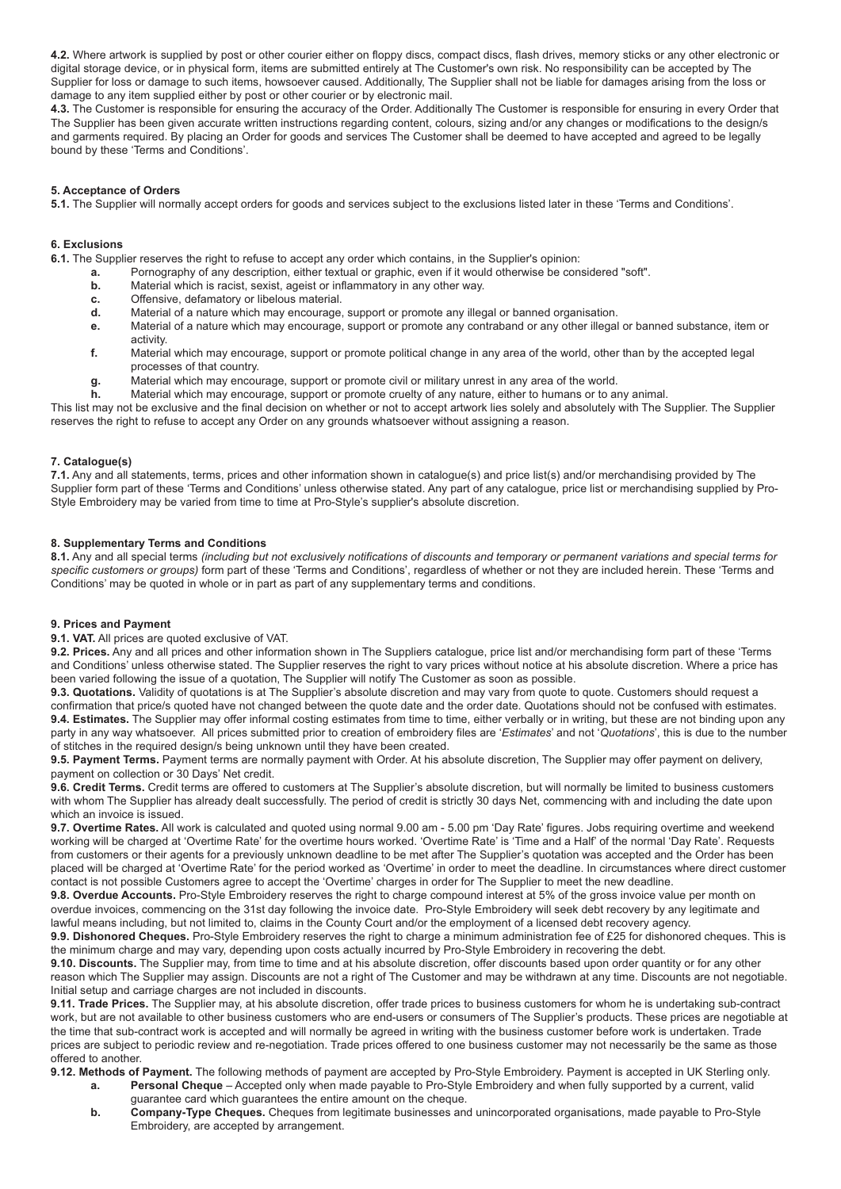**4.2.** Where artwork is supplied by post or other courier either on floppy discs, compact discs, flash drives, memory sticks or any other electronic or digital storage device, or in physical form, items are submitted entirely at The Customer's own risk. No responsibility can be accepted by The Supplier for loss or damage to such items, howsoever caused. Additionally, The Supplier shall not be liable for damages arising from the loss or damage to any item supplied either by post or other courier or by electronic mail.

**4.3.** The Customer is responsible for ensuring the accuracy of the Order. Additionally The Customer is responsible for ensuring in every Order that The Supplier has been given accurate written instructions regarding content, colours, sizing and/or any changes or modifications to the design/s and garments required. By placing an Order for goods and services The Customer shall be deemed to have accepted and agreed to be legally bound by these 'Terms and Conditions'.

**5. Acceptance of Orders**

**5.1.** The Supplier will normally accept orders for goods and services subject to the exclusions listed later in these 'Terms and Conditions'.

**6. Exclusions**

**6.1.** The Supplier reserves the right to refuse to accept any order which contains, in the Supplier's opinion:

- **a.** Pornography of any description, either textual or graphic, even if it would otherwise be considered "soft".
- **b.** Material which is racist, sexist, ageist or inflammatory in any other way.
- **c.** Offensive, defamatory or libelous material.
- **d.** Material of a nature which may encourage, support or promote any illegal or banned organisation.
- **e.** Material of a nature which may encourage, support or promote any contraband or any other illegal or banned substance, item or activity.
- **f.** Material which may encourage, support or promote political change in any area of the world, other than by the accepted legal processes of that country.
- **g.** Material which may encourage, support or promote civil or military unrest in any area of the world.
- **h.** Material which may encourage, support or promote cruelty of any nature, either to humans or to any animal.

This list may not be exclusive and the final decision on whether or not to accept artwork lies solely and absolutely with The Supplier. The Supplier reserves the right to refuse to accept any Order on any grounds whatsoever without assigning a reason.

**7. Catalogue(s)**

**7.1.** Any and all statements, terms, prices and other information shown in catalogue(s) and price list(s) and/or merchandising provided by The Supplier form part of these 'Terms and Conditions' unless otherwise stated. Any part of any catalogue, price list or merchandising supplied by Pro-Style Embroidery may be varied from time to time at Pro-Style's supplier's absolute discretion.

**8. Supplementary Terms and Conditions**

**8.1.** Any and all special terms *(including but not exclusively notifications of discounts and temporary or permanent variations and special terms for specific customers or groups)* form part of these 'Terms and Conditions', regardless of whether or not they are included herein. These 'Terms and Conditions' may be quoted in whole or in part as part of any supplementary terms and conditions.

**9. Prices and Payment**

**9.1. VAT.** All prices are quoted exclusive of VAT.

**9.2. Prices.** Any and all prices and other information shown in The Suppliers catalogue, price list and/or merchandising form part of these 'Terms and Conditions' unless otherwise stated. The Supplier reserves the right to vary prices without notice at his absolute discretion. Where a price has been varied following the issue of a quotation, The Supplier will notify The Customer as soon as possible.

**9.3. Quotations.** Validity of quotations is at The Supplier's absolute discretion and may vary from quote to quote. Customers should request a confirmation that price/s quoted have not changed between the quote date and the order date. Quotations should not be confused with estimates.

**9.4. Estimates.** The Supplier may offer informal costing estimates from time to time, either verbally or in writing, but these are not binding upon any party in any way whatsoever. All prices submitted prior to creation of embroidery files are '*Estimates*' and not '*Quotations*', this is due to the number of stitches in the required design/s being unknown until they have been created.

**9.5. Payment Terms.** Payment terms are normally payment with Order. At his absolute discretion, The Supplier may offer payment on delivery, payment on collection or 30 Days' Net credit.

**9.6. Credit Terms.** Credit terms are offered to customers at The Supplier's absolute discretion, but will normally be limited to business customers with whom The Supplier has already dealt successfully. The period of credit is strictly 30 days Net, commencing with and including the date upon which an invoice is issued.

**9.7. Overtime Rates.** All work is calculated and quoted using normal 9.00 am - 5.00 pm 'Day Rate' figures. Jobs requiring overtime and weekend working will be charged at 'Overtime Rate' for the overtime hours worked. 'Overtime Rate' is 'Time and a Half' of the normal 'Day Rate'. Requests from customers or their agents for a previously unknown deadline to be met after The Supplier's quotation was accepted and the Order has been placed will be charged at 'Overtime Rate' for the period worked as 'Overtime' in order to meet the deadline. In circumstances where direct customer contact is not possible Customers agree to accept the 'Overtime' charges in order for The Supplier to meet the new deadline.

**9.8. Overdue Accounts.** Pro-Style Embroidery reserves the right to charge compound interest at 5% of the gross invoice value per month on overdue invoices, commencing on the 31st day following the invoice date. Pro-Style Embroidery will seek debt recovery by any legitimate and lawful means including, but not limited to, claims in the County Court and/or the employment of a licensed debt recovery agency.

**9.9. Dishonored Cheques.** Pro-Style Embroidery reserves the right to charge a minimum administration fee of £25 for dishonored cheques. This is the minimum charge and may vary, depending upon costs actually incurred by Pro-Style Embroidery in recovering the debt.

**9.10. Discounts.** The Supplier may, from time to time and at his absolute discretion, offer discounts based upon order quantity or for any other reason which The Supplier may assign. Discounts are not a right of The Customer and may be withdrawn at any time. Discounts are not negotiable. Initial setup and carriage charges are not included in discounts.

**9.11. Trade Prices.** The Supplier may, at his absolute discretion, offer trade prices to business customers for whom he is undertaking sub-contract work, but are not available to other business customers who are end-users or consumers of The Supplier's products. These prices are negotiable at the time that sub-contract work is accepted and will normally be agreed in writing with the business customer before work is undertaken. Trade prices are subject to periodic review and re-negotiation. Trade prices offered to one business customer may not necessarily be the same as those offered to another.

**9.12. Methods of Payment.** The following methods of payment are accepted by Pro-Style Embroidery. Payment is accepted in UK Sterling only.

- **a. Personal Cheque** – Accepted only when made payable to Pro-Style Embroidery and when fully supported by a current, valid guarantee card which guarantees the entire amount on the cheque.
- **b. Company-Type Cheques.** Cheques from legitimate businesses and unincorporated organisations, made payable to Pro-Style Embroidery, are accepted by arrangement.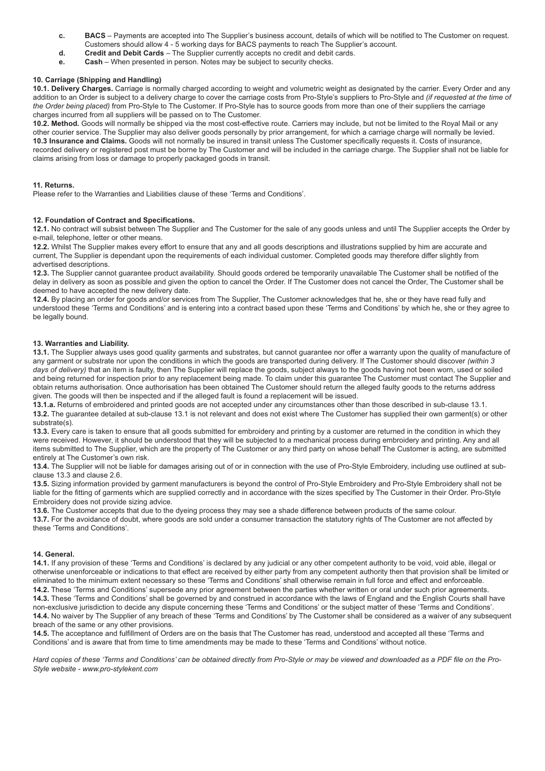- **c.** **BACS** – Payments are accepted into The Supplier's business account, details of which will be notified to The Customer on request. Customers should allow 4 - 5 working days for BACS payments to reach The Supplier's account.
- **d.** **Credit and Debit Cards** – The Supplier currently accepts no credit and debit cards.
- **e.** **Cash** – When presented in person. Notes may be subject to security checks.

### 10. Carriage (Shipping and Handling)

**10.1. Delivery Charges.** Carriage is normally charged according to weight and volumetric weight as designated by the carrier. Every Order and any addition to an Order is subject to a delivery charge to cover the carriage costs from Pro-Style's suppliers to Pro-Style and *(if requested at the time of the Order being placed)* from Pro-Style to The Customer. If Pro-Style has to source goods from more than one of their suppliers the carriage charges incurred from all suppliers will be passed on to The Customer.

**10.2. Method.** Goods will normally be shipped via the most cost-effective route. Carriers may include, but not be limited to the Royal Mail or any other courier service. The Supplier may also deliver goods personally by prior arrangement, for which a carriage charge will normally be levied.

**10.3 Insurance and Claims.** Goods will not normally be insured in transit unless The Customer specifically requests it. Costs of insurance, recorded delivery or registered post must be borne by The Customer and will be included in the carriage charge. The Supplier shall not be liable for claims arising from loss or damage to properly packaged goods in transit.

### 11. Returns.

Please refer to the Warranties and Liabilities clause of these 'Terms and Conditions'.

### 12. Foundation of Contract and Specifications.

**12.1.** No contract will subsist between The Supplier and The Customer for the sale of any goods unless and until The Supplier accepts the Order by e-mail, telephone, letter or other means.

**12.2.** Whilst The Supplier makes every effort to ensure that any and all goods descriptions and illustrations supplied by him are accurate and current, The Supplier is dependant upon the requirements of each individual customer. Completed goods may therefore differ slightly from advertised descriptions.

**12.3.** The Supplier cannot guarantee product availability. Should goods ordered be temporarily unavailable The Customer shall be notified of the delay in delivery as soon as possible and given the option to cancel the Order. If The Customer does not cancel the Order, The Customer shall be deemed to have accepted the new delivery date.

**12.4.** By placing an order for goods and/or services from The Supplier, The Customer acknowledges that he, she or they have read fully and understood these 'Terms and Conditions' and is entering into a contract based upon these 'Terms and Conditions' by which he, she or they agree to be legally bound.

### 13. Warranties and Liability.

**13.1.** The Supplier always uses good quality garments and substrates, but cannot guarantee nor offer a warranty upon the quality of manufacture of any garment or substrate nor upon the conditions in which the goods are transported during delivery. If The Customer should discover *(within 3 days of delivery)* that an item is faulty, then The Supplier will replace the goods, subject always to the goods having not been worn, used or soiled and being returned for inspection prior to any replacement being made. To claim under this guarantee The Customer must contact The Supplier and obtain returns authorisation. Once authorisation has been obtained The Customer should return the alleged faulty goods to the returns address given. The goods will then be inspected and if the alleged fault is found a replacement will be issued.

**13.1.a.** Returns of embroidered and printed goods are not accepted under any circumstances other than those described in sub-clause 13.1.

**13.2.** The guarantee detailed at sub-clause 13.1 is not relevant and does not exist where The Customer has supplied their own garment(s) or other substrate(s).

**13.3.** Every care is taken to ensure that all goods submitted for embroidery and printing by a customer are returned in the condition in which they were received. However, it should be understood that they will be subjected to a mechanical process during embroidery and printing. Any and all items submitted to The Supplier, which are the property of The Customer or any third party on whose behalf The Customer is acting, are submitted entirely at The Customer's own risk.

**13.4.** The Supplier will not be liable for damages arising out of or in connection with the use of Pro-Style Embroidery, including use outlined at sub-clause 13.3 and clause 2.6.

**13.5.** Sizing information provided by garment manufacturers is beyond the control of Pro-Style Embroidery and Pro-Style Embroidery shall not be liable for the fitting of garments which are supplied correctly and in accordance with the sizes specified by The Customer in their Order. Pro-Style Embroidery does not provide sizing advice.

**13.6.** The Customer accepts that due to the dyeing process they may see a shade difference between products of the same colour.

**13.7.** For the avoidance of doubt, where goods are sold under a consumer transaction the statutory rights of The Customer are not affected by these 'Terms and Conditions'.

### 14. General.

**14.1.** If any provision of these 'Terms and Conditions' is declared by any judicial or any other competent authority to be void, void able, illegal or otherwise unenforceable or indications to that effect are received by either party from any competent authority then that provision shall be limited or eliminated to the minimum extent necessary so these 'Terms and Conditions' shall otherwise remain in full force and effect and enforceable.

**14.2.** These 'Terms and Conditions' supersede any prior agreement between the parties whether written or oral under such prior agreements.

**14.3.** These 'Terms and Conditions' shall be governed by and construed in accordance with the laws of England and the English Courts shall have non-exclusive jurisdiction to decide any dispute concerning these 'Terms and Conditions' or the subject matter of these 'Terms and Conditions'.

**14.4.** No waiver by The Supplier of any breach of these 'Terms and Conditions' by The Customer shall be considered as a waiver of any subsequent breach of the same or any other provisions.

**14.5.** The acceptance and fulfillment of Orders are on the basis that The Customer has read, understood and accepted all these 'Terms and Conditions' and is aware that from time to time amendments may be made to these 'Terms and Conditions' without notice.

*Hard copies of these 'Terms and Conditions' can be obtained directly from Pro-Style or may be viewed and downloaded as a PDF file on the Pro-Style website - www.pro-stylekent.com*